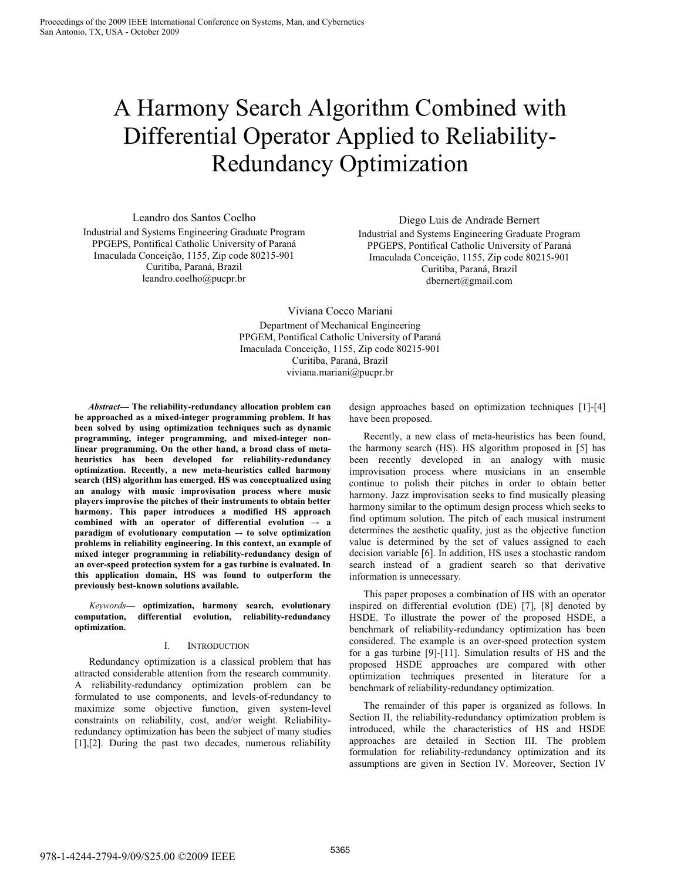# A Harmony Search Algorithm Combined with Differential Operator Applied to Reliability-Redundancy Optimization

Leandro dos Santos Coelho
Industrial and Systems Engineering Graduate Program
PPGEPS, Pontifical Catholic University of Paraná
Imaculada Conceição, 1155, Zip code 80215-901
Curitiba, Paraná, Brazil
leandro.coelho@pucpr.br

Diego Luis de Andrade Bernert
Industrial and Systems Engineering Graduate Program
PPGEPS, Pontifical Catholic University of Paraná
Imaculada Conceição, 1155, Zip code 80215-901
Curitiba, Paraná, Brazil
dbernert@gmail.com

Viviana Cocco Mariani
Department of Mechanical Engineering
PPGEM, Pontifical Catholic University of Paraná
Imaculada Conceição, 1155, Zip code 80215-901
Curitiba, Paraná, Brazil
viviana.mariani@pucpr.br

***Abstract*— The reliability-redundancy allocation problem can be approached as a mixed-integer programming problem. It has been solved by using optimization techniques such as dynamic programming, integer programming, and mixed-integer non-linear programming. On the other hand, a broad class of meta-heuristics has been developed for reliability-redundancy optimization. Recently, a new meta-heuristics called harmony search (HS) algorithm has emerged. HS was conceptualized using an analogy with music improvisation process where music players improvise the pitches of their instruments to obtain better harmony. This paper introduces a modified HS approach combined with an operator of differential evolution –- a paradigm of evolutionary computation –- to solve optimization problems in reliability engineering. In this context, an example of mixed integer programming in reliability-redundancy design of an over-speed protection system for a gas turbine is evaluated. In this application domain, HS was found to outperform the previously best-known solutions available.**

*Keywords*— **optimization, harmony search, evolutionary computation, differential evolution, reliability-redundancy optimization.**

## I. Introduction

Redundancy optimization is a classical problem that has attracted considerable attention from the research community. A reliability-redundancy optimization problem can be formulated to use components, and levels-of-redundancy to maximize some objective function, given system-level constraints on reliability, cost, and/or weight. Reliability-redundancy optimization has been the subject of many studies [1],[2]. During the past two decades, numerous reliability design approaches based on optimization techniques [1]-[4] have been proposed.

Recently, a new class of meta-heuristics has been found, the harmony search (HS). HS algorithm proposed in [5] has been recently developed in an analogy with music improvisation process where musicians in an ensemble continue to polish their pitches in order to obtain better harmony. Jazz improvisation seeks to find musically pleasing harmony similar to the optimum design process which seeks to find optimum solution. The pitch of each musical instrument determines the aesthetic quality, just as the objective function value is determined by the set of values assigned to each decision variable [6]. In addition, HS uses a stochastic random search instead of a gradient search so that derivative information is unnecessary.

This paper proposes a combination of HS with an operator inspired on differential evolution (DE) [7], [8] denoted by HSDE. To illustrate the power of the proposed HSDE, a benchmark of reliability-redundancy optimization has been considered. The example is an over-speed protection system for a gas turbine [9]-[11]. Simulation results of HS and the proposed HSDE approaches are compared with other optimization techniques presented in literature for a benchmark of reliability-redundancy optimization.

The remainder of this paper is organized as follows. In Section II, the reliability-redundancy optimization problem is introduced, while the characteristics of HS and HSDE approaches are detailed in Section III. The problem formulation for reliability-redundancy optimization and its assumptions are given in Section IV. Moreover, Section IV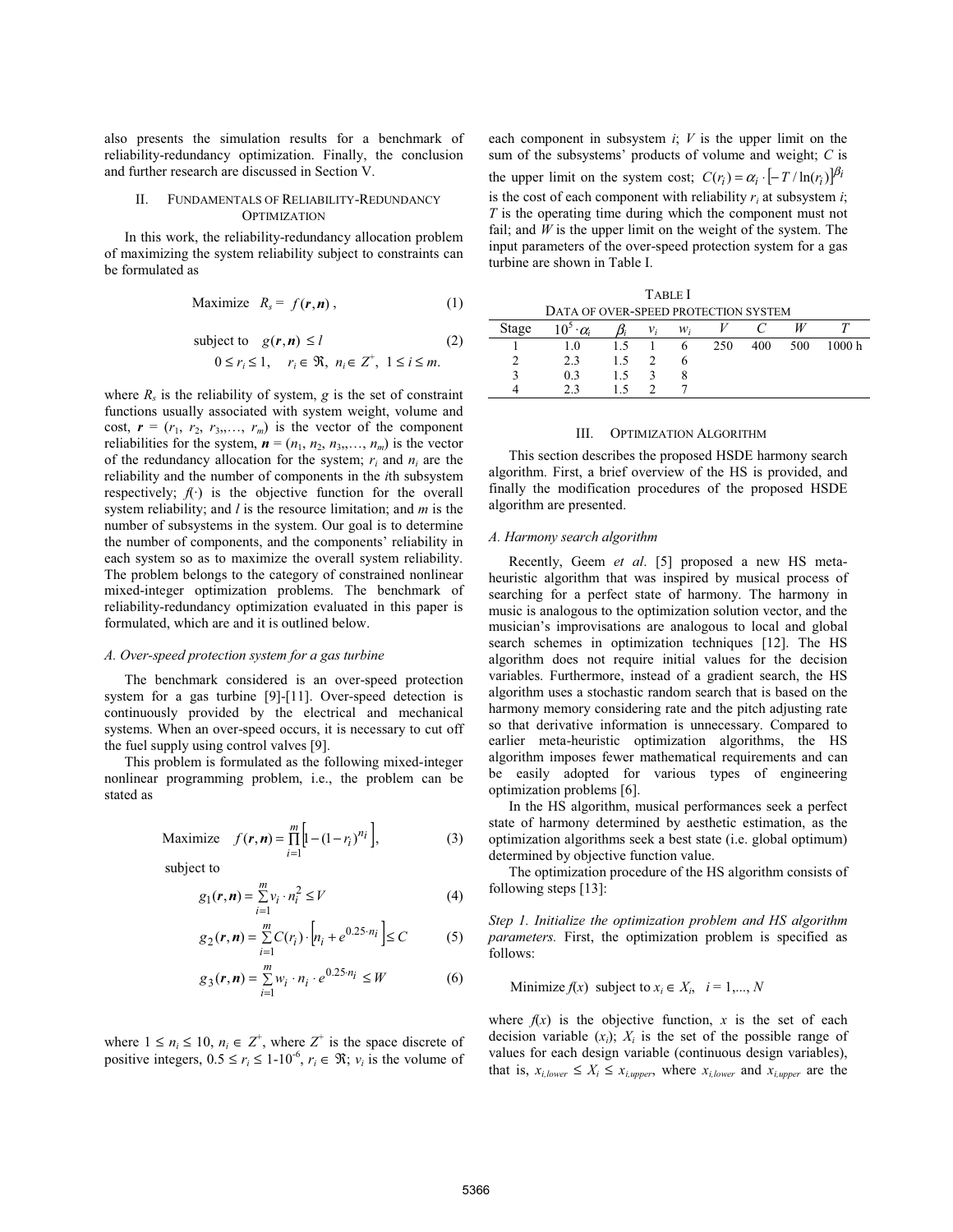also presents the simulation results for a benchmark of reliability-redundancy optimization. Finally, the conclusion and further research are discussed in Section V.

## II. Fundamentals of Reliability-Redundancy Optimization

In this work, the reliability-redundancy allocation problem of maximizing the system reliability subject to constraints can be formulated as

$$\text{Maximize} \quad R_s = f(\boldsymbol{r}, \boldsymbol{n}), \tag{1}$$

$$\text{subject to} \quad g(\boldsymbol{r}, \boldsymbol{n}) \le l \tag{2}$$
$$0 \le r_i \le 1, \quad r_i \in \Re, \; n_i \in Z^+, \; 1 \le i \le m.$$

where $R_s$ is the reliability of system, $g$ is the set of constraint functions usually associated with system weight, volume and cost, $\boldsymbol{r} = (r_1, r_2, r_3, \ldots, r_m)$ is the vector of the component reliabilities for the system, $\boldsymbol{n} = (n_1, n_2, n_3, \ldots, n_m)$ is the vector of the redundancy allocation for the system; $r_i$ and $n_i$ are the reliability and the number of components in the $i$th subsystem respectively; $f(\cdot)$ is the objective function for the overall system reliability; and $l$ is the resource limitation; and $m$ is the number of subsystems in the system. Our goal is to determine the number of components, and the components' reliability in each system so as to maximize the overall system reliability. The problem belongs to the category of constrained nonlinear mixed-integer optimization problems. The benchmark of reliability-redundancy optimization evaluated in this paper is formulated, which are and it is outlined below.

### A. Over-speed protection system for a gas turbine

The benchmark considered is an over-speed protection system for a gas turbine [9]-[11]. Over-speed detection is continuously provided by the electrical and mechanical systems. When an over-speed occurs, it is necessary to cut off the fuel supply using control valves [9].

This problem is formulated as the following mixed-integer nonlinear programming problem, i.e., the problem can be stated as

$$\text{Maximize} \quad f(\boldsymbol{r}, \boldsymbol{n}) = \prod_{i=1}^{m} \left[ 1 - (1 - r_i)^{n_i} \right], \tag{3}$$

subject to

$$g_1(\boldsymbol{r}, \boldsymbol{n}) = \sum_{i=1}^{m} v_i \cdot n_i^2 \le V \tag{4}$$

$$g_2(\boldsymbol{r}, \boldsymbol{n}) = \sum_{i=1}^{m} C(r_i) \cdot \left[ n_i + e^{0.25 \cdot n_i} \right] \le C \tag{5}$$

$$g_3(\boldsymbol{r}, \boldsymbol{n}) = \sum_{i=1}^{m} w_i \cdot n_i \cdot e^{0.25 \cdot n_i} \le W \tag{6}$$

where $1 \le n_i \le 10$, $n_i \in Z^+$, where $Z^+$ is the space discrete of positive integers, $0.5 \le r_i \le 1\text{-}10^{-6}$, $r_i \in \Re$; $v_i$ is the volume of each component in subsystem $i$; $V$ is the upper limit on the sum of the subsystems' products of volume and weight; $C$ is the upper limit on the system cost; $C(r_i) = \alpha_i \cdot \left[ -T / \ln(r_i) \right]^{\beta_i}$ is the cost of each component with reliability $r_i$ at subsystem $i$; $T$ is the operating time during which the component must not fail; and $W$ is the upper limit on the weight of the system. The input parameters of the over-speed protection system for a gas turbine are shown in Table I.

TABLE I
DATA OF OVER-SPEED PROTECTION SYSTEM

| Stage | $10^5 \cdot \alpha_i$ | $\beta_i$ | $v_i$ | $w_i$ | $V$ | $C$ | $W$ | $T$ |
|---|---|---|---|---|---|---|---|---|
| 1 | 1.0 | 1.5 | 1 | 6 | 250 | 400 | 500 | 1000 h |
| 2 | 2.3 | 1.5 | 2 | 6 | | | | |
| 3 | 0.3 | 1.5 | 3 | 8 | | | | |
| 4 | 2.3 | 1.5 | 2 | 7 | | | | |

## III. Optimization Algorithm

This section describes the proposed HSDE harmony search algorithm. First, a brief overview of the HS is provided, and finally the modification procedures of the proposed HSDE algorithm are presented.

### A. Harmony search algorithm

Recently, Geem *et al*. [5] proposed a new HS meta-heuristic algorithm that was inspired by musical process of searching for a perfect state of harmony. The harmony in music is analogous to the optimization solution vector, and the musician's improvisations are analogous to local and global search schemes in optimization techniques [12]. The HS algorithm does not require initial values for the decision variables. Furthermore, instead of a gradient search, the HS algorithm uses a stochastic random search that is based on the harmony memory considering rate and the pitch adjusting rate so that derivative information is unnecessary. Compared to earlier meta-heuristic optimization algorithms, the HS algorithm imposes fewer mathematical requirements and can be easily adopted for various types of engineering optimization problems [6].

In the HS algorithm, musical performances seek a perfect state of harmony determined by aesthetic estimation, as the optimization algorithms seek a best state (i.e. global optimum) determined by objective function value.

The optimization procedure of the HS algorithm consists of following steps [13]:

*Step 1. Initialize the optimization problem and HS algorithm parameters.* First, the optimization problem is specified as follows:

Minimize $f(x)$ subject to $x_i \in X_i$, $\quad i = 1, \ldots, N$

where $f(x)$ is the objective function, $x$ is the set of each decision variable ($x_i$); $X_i$ is the set of the possible range of values for each design variable (continuous design variables), that is, $x_{i,lower} \le X_i \le x_{i,upper}$, where $x_{i,lower}$ and $x_{i,upper}$ are the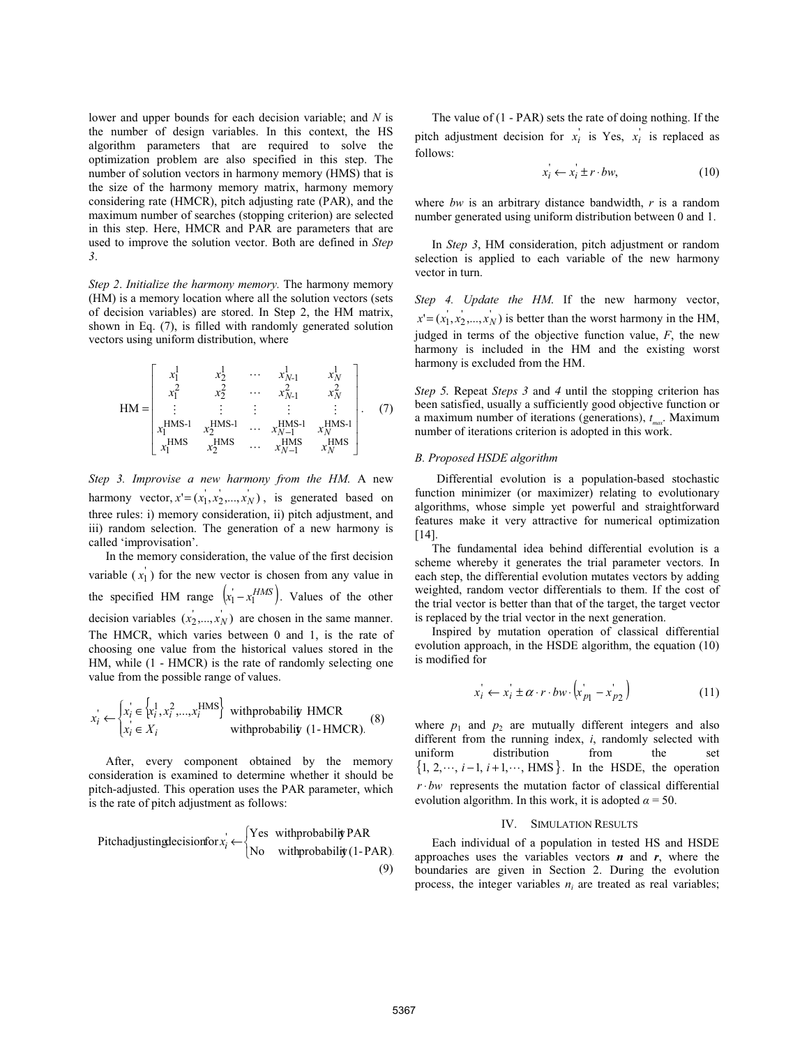lower and upper bounds for each decision variable; and $N$ is the number of design variables. In this context, the HS algorithm parameters that are required to solve the optimization problem are also specified in this step. The number of solution vectors in harmony memory (HMS) that is the size of the harmony memory matrix, harmony memory considering rate (HMCR), pitch adjusting rate (PAR), and the maximum number of searches (stopping criterion) are selected in this step. Here, HMCR and PAR are parameters that are used to improve the solution vector. Both are defined in *Step 3*.

*Step 2. Initialize the harmony memory.* The harmony memory (HM) is a memory location where all the solution vectors (sets of decision variables) are stored. In Step 2, the HM matrix, shown in Eq. (7), is filled with randomly generated solution vectors using uniform distribution, where

$$\text{HM} = \begin{bmatrix} x_1^1 & x_2^1 & \cdots & x_{N-1}^1 & x_N^1 \\ x_1^2 & x_2^2 & \cdots & x_{N-1}^2 & x_N^2 \\ \vdots & \vdots & \vdots & \vdots & \vdots \\ x_1^{\text{HMS-1}} & x_2^{\text{HMS-1}} & \cdots & x_{N-1}^{\text{HMS-1}} & x_N^{\text{HMS-1}} \\ x_1^{\text{HMS}} & x_2^{\text{HMS}} & \cdots & x_{N-1}^{\text{HMS}} & x_N^{\text{HMS}} \end{bmatrix}. \quad (7)$$

*Step 3. Improvise a new harmony from the HM.* A new harmony vector, $x' = (x_1', x_2', ..., x_N')$, is generated based on three rules: i) memory consideration, ii) pitch adjustment, and iii) random selection. The generation of a new harmony is called 'improvisation'.

In the memory consideration, the value of the first decision variable ($x_1'$) for the new vector is chosen from any value in the specified HM range $\left(x_1' - x_1^{HMS}\right)$. Values of the other decision variables $(x_2', ..., x_N')$ are chosen in the same manner. The HMCR, which varies between 0 and 1, is the rate of choosing one value from the historical values stored in the HM, while (1 - HMCR) is the rate of randomly selecting one value from the possible range of values.

$$x_i' \leftarrow \begin{cases} x_i' \in \left\{x_i^1, x_i^2, ..., x_i^{\text{HMS}}\right\} & \text{with probability HMCR} \\ x_i' \in X_i & \text{with probability (1-HMCR).} \end{cases} \quad (8)$$

After, every component obtained by the memory consideration is examined to determine whether it should be pitch-adjusted. This operation uses the PAR parameter, which is the rate of pitch adjustment as follows:

$$\text{Pitch adjusting decision for } x_i' \leftarrow \begin{cases} \text{Yes} & \text{with probability PAR} \\ \text{No} & \text{with probability (1-PAR).} \end{cases} \quad (9)$$

The value of (1 - PAR) sets the rate of doing nothing. If the pitch adjustment decision for $x_i'$ is Yes, $x_i'$ is replaced as follows:

$$x_i' \leftarrow x_i' \pm r \cdot bw, \quad (10)$$

where $bw$ is an arbitrary distance bandwidth, $r$ is a random number generated using uniform distribution between 0 and 1.

In *Step 3*, HM consideration, pitch adjustment or random selection is applied to each variable of the new harmony vector in turn.

*Step 4. Update the HM.* If the new harmony vector, $x' = (x_1', x_2', ..., x_N')$ is better than the worst harmony in the HM, judged in terms of the objective function value, $F$, the new harmony is included in the HM and the existing worst harmony is excluded from the HM.

*Step 5.* Repeat *Steps 3* and *4* until the stopping criterion has been satisfied, usually a sufficiently good objective function or a maximum number of iterations (generations), $t_{max}$. Maximum number of iterations criterion is adopted in this work.

### *B. Proposed HSDE algorithm*

Differential evolution is a population-based stochastic function minimizer (or maximizer) relating to evolutionary algorithms, whose simple yet powerful and straightforward features make it very attractive for numerical optimization [14].

The fundamental idea behind differential evolution is a scheme whereby it generates the trial parameter vectors. In each step, the differential evolution mutates vectors by adding weighted, random vector differentials to them. If the cost of the trial vector is better than that of the target, the target vector is replaced by the trial vector in the next generation.

Inspired by mutation operation of classical differential evolution approach, in the HSDE algorithm, the equation (10) is modified for

$$x_i' \leftarrow x_i' \pm \alpha \cdot r \cdot bw \cdot \left(x_{p1}' - x_{p2}'\right) \quad (11)$$

where $p_1$ and $p_2$ are mutually different integers and also different from the running index, $i$, randomly selected with uniform distribution from the set $\{1, 2, \cdots, i-1, i+1, \cdots, \text{HMS}\}$. In the HSDE, the operation $r \cdot bw$ represents the mutation factor of classical differential evolution algorithm. In this work, it is adopted $\alpha = 50$.

## IV. Simulation Results

Each individual of a population in tested HS and HSDE approaches uses the variables vectors $\boldsymbol{n}$ and $\boldsymbol{r}$, where the boundaries are given in Section 2. During the evolution process, the integer variables $n_i$ are treated as real variables;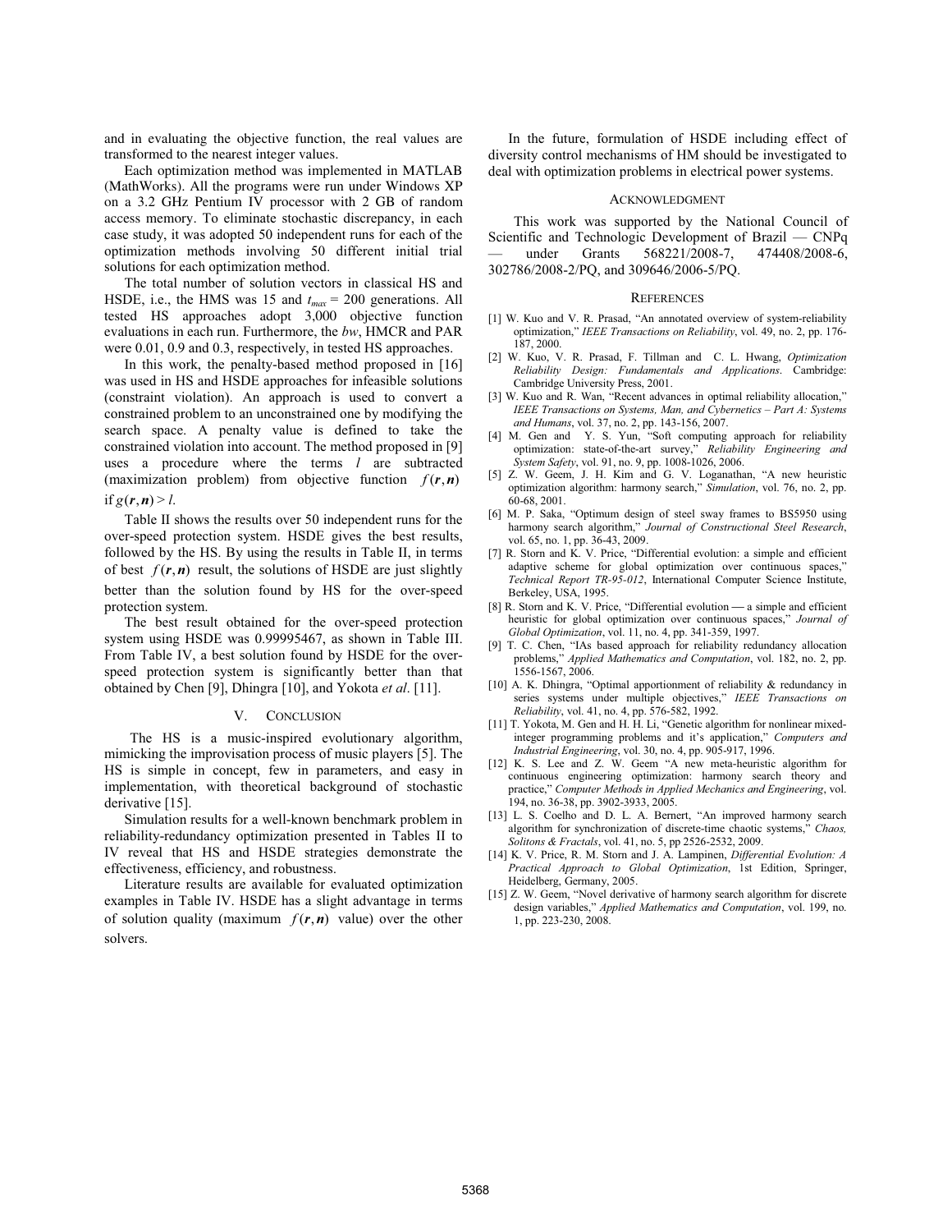and in evaluating the objective function, the real values are transformed to the nearest integer values.

Each optimization method was implemented in MATLAB (MathWorks). All the programs were run under Windows XP on a 3.2 GHz Pentium IV processor with 2 GB of random access memory. To eliminate stochastic discrepancy, in each case study, it was adopted 50 independent runs for each of the optimization methods involving 50 different initial trial solutions for each optimization method.

The total number of solution vectors in classical HS and HSDE, i.e., the HMS was 15 and $t_{max}$ = 200 generations. All tested HS approaches adopt 3,000 objective function evaluations in each run. Furthermore, the *bw*, HMCR and PAR were 0.01, 0.9 and 0.3, respectively, in tested HS approaches.

In this work, the penalty-based method proposed in [16] was used in HS and HSDE approaches for infeasible solutions (constraint violation). An approach is used to convert a constrained problem to an unconstrained one by modifying the search space. A penalty value is defined to take the constrained violation into account. The method proposed in [9] uses a procedure where the terms *l* are subtracted (maximization problem) from objective function $f(\boldsymbol{r},\boldsymbol{n})$ if $g(\boldsymbol{r},\boldsymbol{n}) > l$.

Table II shows the results over 50 independent runs for the over-speed protection system. HSDE gives the best results, followed by the HS. By using the results in Table II, in terms of best $f(\boldsymbol{r},\boldsymbol{n})$ result, the solutions of HSDE are just slightly better than the solution found by HS for the over-speed protection system.

The best result obtained for the over-speed protection system using HSDE was 0.99995467, as shown in Table III. From Table IV, a best solution found by HSDE for the over-speed protection system is significantly better than that obtained by Chen [9], Dhingra [10], and Yokota *et al*. [11].

## V. Conclusion

The HS is a music-inspired evolutionary algorithm, mimicking the improvisation process of music players [5]. The HS is simple in concept, few in parameters, and easy in implementation, with theoretical background of stochastic derivative [15].

Simulation results for a well-known benchmark problem in reliability-redundancy optimization presented in Tables II to IV reveal that HS and HSDE strategies demonstrate the effectiveness, efficiency, and robustness.

Literature results are available for evaluated optimization examples in Table IV. HSDE has a slight advantage in terms of solution quality (maximum $f(\boldsymbol{r},\boldsymbol{n})$ value) over the other solvers.

In the future, formulation of HSDE including effect of diversity control mechanisms of HM should be investigated to deal with optimization problems in electrical power systems.

## Acknowledgment

This work was supported by the National Council of Scientific and Technologic Development of Brazil — CNPq — under Grants 568221/2008-7, 474408/2008-6, 302786/2008-2/PQ, and 309646/2006-5/PQ.

## References

[1] W. Kuo and V. R. Prasad, "An annotated overview of system-reliability optimization," *IEEE Transactions on Reliability*, vol. 49, no. 2, pp. 176-187, 2000.

[2] W. Kuo, V. R. Prasad, F. Tillman and C. L. Hwang, *Optimization Reliability Design: Fundamentals and Applications*. Cambridge: Cambridge University Press, 2001.

[3] W. Kuo and R. Wan, "Recent advances in optimal reliability allocation," *IEEE Transactions on Systems, Man, and Cybernetics – Part A: Systems and Humans*, vol. 37, no. 2, pp. 143-156, 2007.

[4] M. Gen and Y. S. Yun, "Soft computing approach for reliability optimization: state-of-the-art survey," *Reliability Engineering and System Safety*, vol. 91, no. 9, pp. 1008-1026, 2006.

[5] Z. W. Geem, J. H. Kim and G. V. Loganathan, "A new heuristic optimization algorithm: harmony search," *Simulation*, vol. 76, no. 2, pp. 60-68, 2001.

[6] M. P. Saka, "Optimum design of steel sway frames to BS5950 using harmony search algorithm," *Journal of Constructional Steel Research*, vol. 65, no. 1, pp. 36-43, 2009.

[7] R. Storn and K. V. Price, "Differential evolution: a simple and efficient adaptive scheme for global optimization over continuous spaces," *Technical Report TR-95-012*, International Computer Science Institute, Berkeley, USA, 1995.

[8] R. Storn and K. V. Price, "Differential evolution — a simple and efficient heuristic for global optimization over continuous spaces," *Journal of Global Optimization*, vol. 11, no. 4, pp. 341-359, 1997.

[9] T. C. Chen, "IAs based approach for reliability redundancy allocation problems," *Applied Mathematics and Computation*, vol. 182, no. 2, pp. 1556-1567, 2006.

[10] A. K. Dhingra, "Optimal apportionment of reliability & redundancy in series systems under multiple objectives," *IEEE Transactions on Reliability*, vol. 41, no. 4, pp. 576-582, 1992.

[11] T. Yokota, M. Gen and H. H. Li, "Genetic algorithm for nonlinear mixed-integer programming problems and it's application," *Computers and Industrial Engineering*, vol. 30, no. 4, pp. 905-917, 1996.

[12] K. S. Lee and Z. W. Geem "A new meta-heuristic algorithm for continuous engineering optimization: harmony search theory and practice," *Computer Methods in Applied Mechanics and Engineering*, vol. 194, no. 36-38, pp. 3902-3933, 2005.

[13] L. S. Coelho and D. L. A. Bernert, "An improved harmony search algorithm for synchronization of discrete-time chaotic systems," *Chaos, Solitons & Fractals*, vol. 41, no. 5, pp 2526-2532, 2009.

[14] K. V. Price, R. M. Storn and J. A. Lampinen, *Differential Evolution: A Practical Approach to Global Optimization*, 1st Edition, Springer, Heidelberg, Germany, 2005.

[15] Z. W. Geem, "Novel derivative of harmony search algorithm for discrete design variables," *Applied Mathematics and Computation*, vol. 199, no. 1, pp. 223-230, 2008.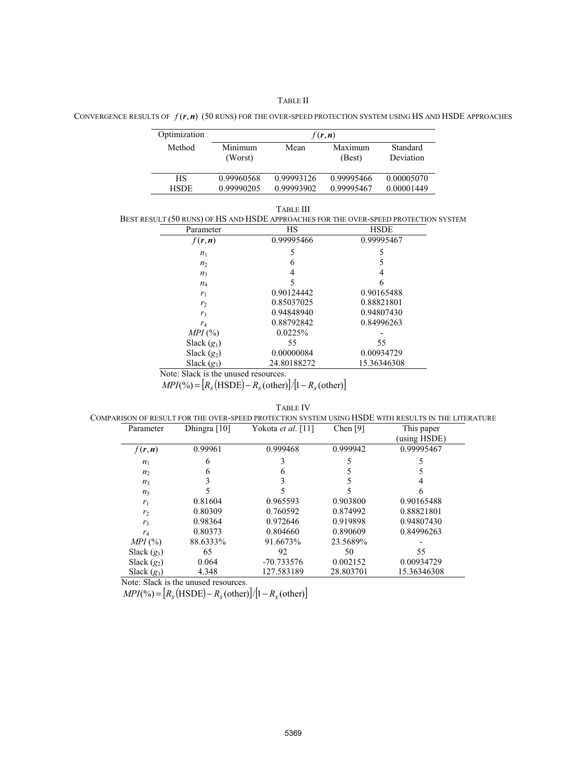TABLE II

CONVERGENCE RESULTS OF $f(\boldsymbol{r}, \boldsymbol{n})$ (50 RUNS) FOR THE OVER-SPEED PROTECTION SYSTEM USING HS AND HSDE APPROACHES

| Optimization Method | $f(\boldsymbol{r}, \boldsymbol{n})$ | | | |
|---|---|---|---|---|
| | Minimum (Worst) | Mean | Maximum (Best) | Standard Deviation |
| HS | 0.99960568 | 0.99993126 | 0.99995466 | 0.00005070 |
| HSDE | 0.99990205 | 0.99993902 | 0.99995467 | 0.00001449 |

TABLE III

BEST RESULT (50 RUNS) OF HS AND HSDE APPROACHES FOR THE OVER-SPEED PROTECTION SYSTEM

| Parameter | HS | HSDE |
|---|---|---|
| $f(\boldsymbol{r}, \boldsymbol{n})$ | 0.99995466 | 0.99995467 |
| $n_1$ | 5 | 5 |
| $n_2$ | 6 | 5 |
| $n_3$ | 4 | 4 |
| $n_4$ | 5 | 6 |
| $r_1$ | 0.90124442 | 0.90165488 |
| $r_2$ | 0.85037025 | 0.88821801 |
| $r_3$ | 0.94848940 | 0.94807430 |
| $r_4$ | 0.88792842 | 0.84996263 |
| $MPI$ (%) | 0.0225% | - |
| Slack ($g_1$) | 55 | 55 |
| Slack ($g_2$) | 0.00000084 | 0.00934729 |
| Slack ($g_3$) | 24.80188272 | 15.36346308 |

Note: Slack is the unused resources.

$MPI(\%) = [R_s(\text{HSDE}) - R_s(\text{other})]/[1 - R_s(\text{other})]$

TABLE IV

COMPARISON OF RESULT FOR THE OVER-SPEED PROTECTION SYSTEM USING HSDE WITH RESULTS IN THE LITERATURE

| Parameter | Dhingra [10] | Yokota *et al.* [11] | Chen [9] | This paper (using HSDE) |
|---|---|---|---|---|
| $f(\boldsymbol{r}, \boldsymbol{n})$ | 0.99961 | 0.999468 | 0.999942 | 0.99995467 |
| $n_1$ | 6 | 3 | 5 | 5 |
| $n_2$ | 6 | 6 | 5 | 5 |
| $n_3$ | 3 | 3 | 5 | 4 |
| $n_5$ | 5 | 5 | 5 | 6 |
| $r_1$ | 0.81604 | 0.965593 | 0.903800 | 0.90165488 |
| $r_2$ | 0.80309 | 0.760592 | 0.874992 | 0.88821801 |
| $r_3$ | 0.98364 | 0.972646 | 0.919898 | 0.94807430 |
| $r_4$ | 0.80373 | 0.804660 | 0.890609 | 0.84996263 |
| $MPI$ (%) | 88.6333% | 91.6673% | 23.5689% | - |
| Slack ($g_1$) | 65 | 92 | 50 | 55 |
| Slack ($g_2$) | 0.064 | -70.733576 | 0.002152 | 0.00934729 |
| Slack ($g_3$) | 4.348 | 127.583189 | 28.803701 | 15.36346308 |

Note: Slack is the unused resources.

$MPI(\%) = [R_s(\text{HSDE}) - R_s(\text{other})]/[1 - R_s(\text{other})]$